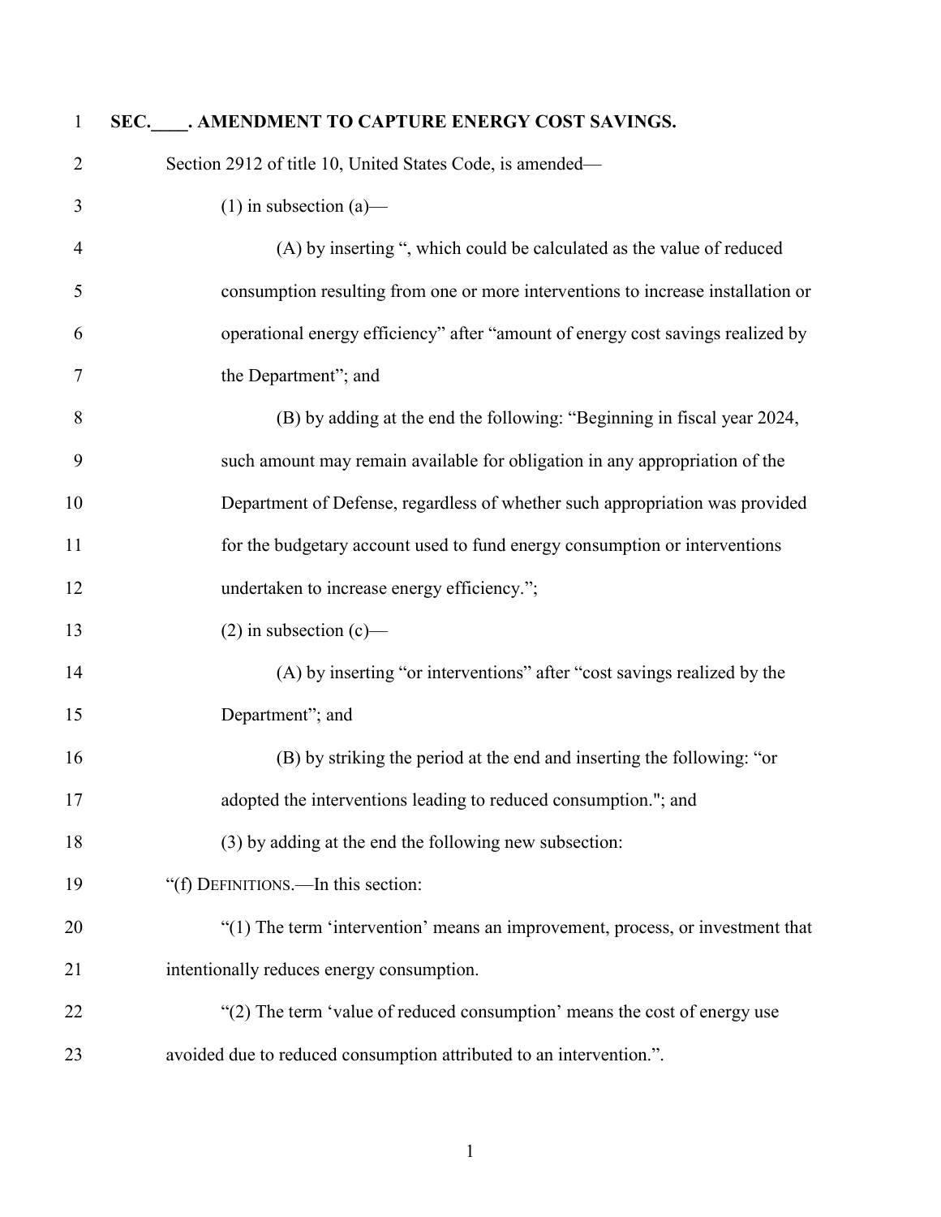**SEC.____. AMENDMENT TO CAPTURE ENERGY COST SAVINGS.**

Section 2912 of title 10, United States Code, is amended—

(1) in subsection (a)—

(A) by inserting ", which could be calculated as the value of reduced consumption resulting from one or more interventions to increase installation or operational energy efficiency" after "amount of energy cost savings realized by the Department"; and

(B) by adding at the end the following: "Beginning in fiscal year 2024, such amount may remain available for obligation in any appropriation of the Department of Defense, regardless of whether such appropriation was provided for the budgetary account used to fund energy consumption or interventions undertaken to increase energy efficiency.";

(2) in subsection (c)—

(A) by inserting "or interventions" after "cost savings realized by the Department"; and

(B) by striking the period at the end and inserting the following: "or adopted the interventions leading to reduced consumption."; and

(3) by adding at the end the following new subsection:

"(f) DEFINITIONS.—In this section:

"(1) The term 'intervention' means an improvement, process, or investment that intentionally reduces energy consumption.

"(2) The term 'value of reduced consumption' means the cost of energy use avoided due to reduced consumption attributed to an intervention.".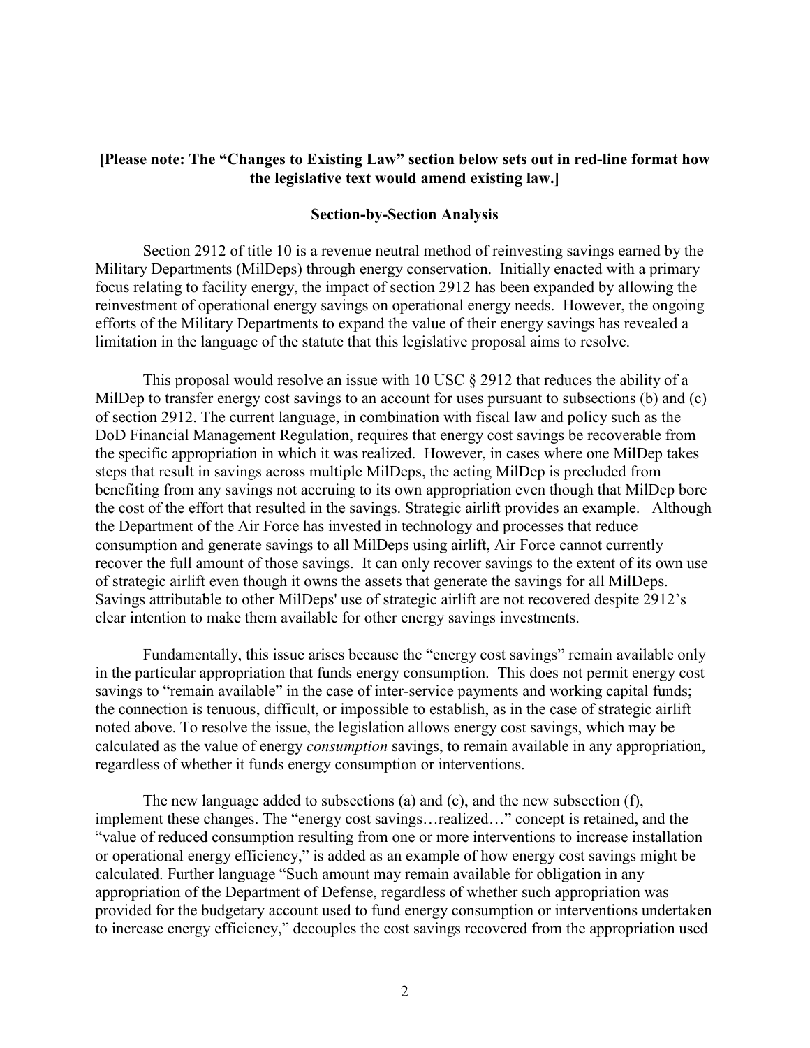**[Please note: The "Changes to Existing Law" section below sets out in red-line format how the legislative text would amend existing law.]**

## Section-by-Section Analysis

Section 2912 of title 10 is a revenue neutral method of reinvesting savings earned by the Military Departments (MilDeps) through energy conservation. Initially enacted with a primary focus relating to facility energy, the impact of section 2912 has been expanded by allowing the reinvestment of operational energy savings on operational energy needs. However, the ongoing efforts of the Military Departments to expand the value of their energy savings has revealed a limitation in the language of the statute that this legislative proposal aims to resolve.

This proposal would resolve an issue with 10 USC § 2912 that reduces the ability of a MilDep to transfer energy cost savings to an account for uses pursuant to subsections (b) and (c) of section 2912. The current language, in combination with fiscal law and policy such as the DoD Financial Management Regulation, requires that energy cost savings be recoverable from the specific appropriation in which it was realized. However, in cases where one MilDep takes steps that result in savings across multiple MilDeps, the acting MilDep is precluded from benefiting from any savings not accruing to its own appropriation even though that MilDep bore the cost of the effort that resulted in the savings. Strategic airlift provides an example. Although the Department of the Air Force has invested in technology and processes that reduce consumption and generate savings to all MilDeps using airlift, Air Force cannot currently recover the full amount of those savings. It can only recover savings to the extent of its own use of strategic airlift even though it owns the assets that generate the savings for all MilDeps. Savings attributable to other MilDeps' use of strategic airlift are not recovered despite 2912's clear intention to make them available for other energy savings investments.

Fundamentally, this issue arises because the "energy cost savings" remain available only in the particular appropriation that funds energy consumption. This does not permit energy cost savings to "remain available" in the case of inter-service payments and working capital funds; the connection is tenuous, difficult, or impossible to establish, as in the case of strategic airlift noted above. To resolve the issue, the legislation allows energy cost savings, which may be calculated as the value of energy *consumption* savings, to remain available in any appropriation, regardless of whether it funds energy consumption or interventions.

The new language added to subsections (a) and (c), and the new subsection (f), implement these changes. The "energy cost savings…realized…" concept is retained, and the "value of reduced consumption resulting from one or more interventions to increase installation or operational energy efficiency," is added as an example of how energy cost savings might be calculated. Further language "Such amount may remain available for obligation in any appropriation of the Department of Defense, regardless of whether such appropriation was provided for the budgetary account used to fund energy consumption or interventions undertaken to increase energy efficiency," decouples the cost savings recovered from the appropriation used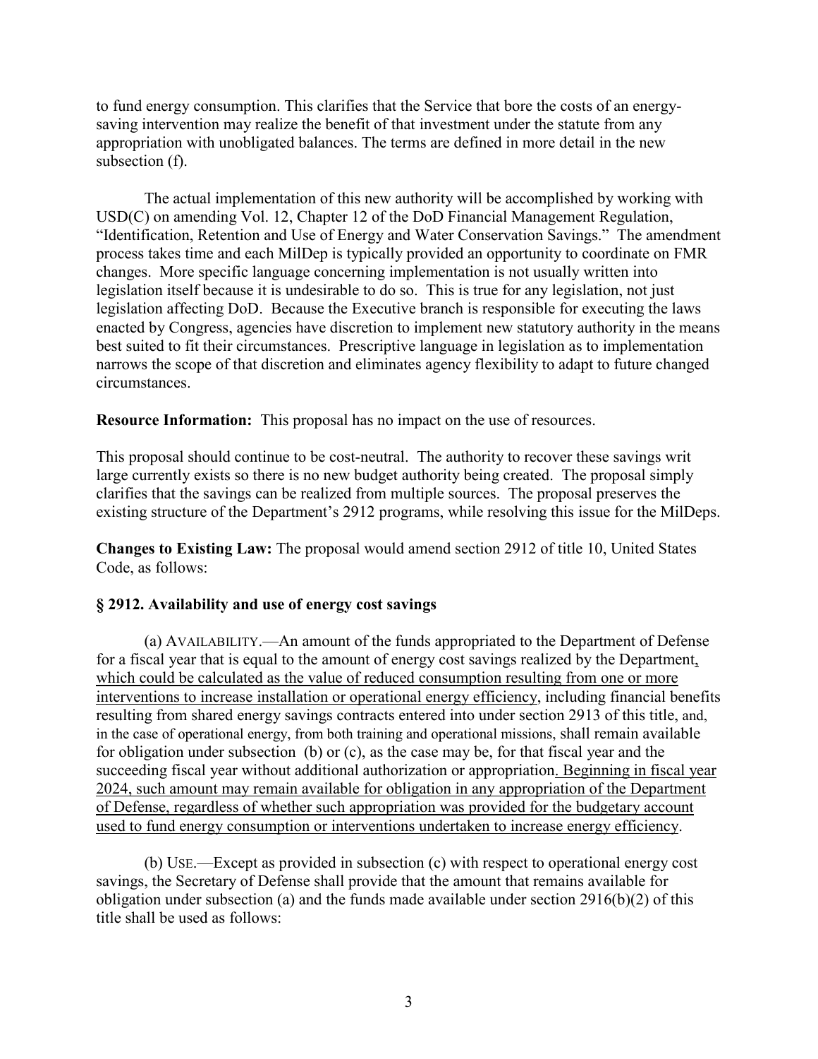to fund energy consumption. This clarifies that the Service that bore the costs of an energy-saving intervention may realize the benefit of that investment under the statute from any appropriation with unobligated balances. The terms are defined in more detail in the new subsection (f).

The actual implementation of this new authority will be accomplished by working with USD(C) on amending Vol. 12, Chapter 12 of the DoD Financial Management Regulation, "Identification, Retention and Use of Energy and Water Conservation Savings." The amendment process takes time and each MilDep is typically provided an opportunity to coordinate on FMR changes. More specific language concerning implementation is not usually written into legislation itself because it is undesirable to do so. This is true for any legislation, not just legislation affecting DoD. Because the Executive branch is responsible for executing the laws enacted by Congress, agencies have discretion to implement new statutory authority in the means best suited to fit their circumstances. Prescriptive language in legislation as to implementation narrows the scope of that discretion and eliminates agency flexibility to adapt to future changed circumstances.

**Resource Information:** This proposal has no impact on the use of resources.

This proposal should continue to be cost-neutral. The authority to recover these savings writ large currently exists so there is no new budget authority being created. The proposal simply clarifies that the savings can be realized from multiple sources. The proposal preserves the existing structure of the Department's 2912 programs, while resolving this issue for the MilDeps.

**Changes to Existing Law:** The proposal would amend section 2912 of title 10, United States Code, as follows:

**§ 2912. Availability and use of energy cost savings**

(a) AVAILABILITY.—An amount of the funds appropriated to the Department of Defense for a fiscal year that is equal to the amount of energy cost savings realized by the Department<u>, which could be calculated as the value of reduced consumption resulting from one or more interventions to increase installation or operational energy efficiency</u>, including financial benefits resulting from shared energy savings contracts entered into under section 2913 of this title, and, in the case of operational energy, from both training and operational missions, shall remain available for obligation under subsection (b) or (c), as the case may be, for that fiscal year and the succeeding fiscal year without additional authorization or appropriation<u>. Beginning in fiscal year 2024, such amount may remain available for obligation in any appropriation of the Department of Defense, regardless of whether such appropriation was provided for the budgetary account used to fund energy consumption or interventions undertaken to increase energy efficiency</u>.

(b) USE.—Except as provided in subsection (c) with respect to operational energy cost savings, the Secretary of Defense shall provide that the amount that remains available for obligation under subsection (a) and the funds made available under section 2916(b)(2) of this title shall be used as follows: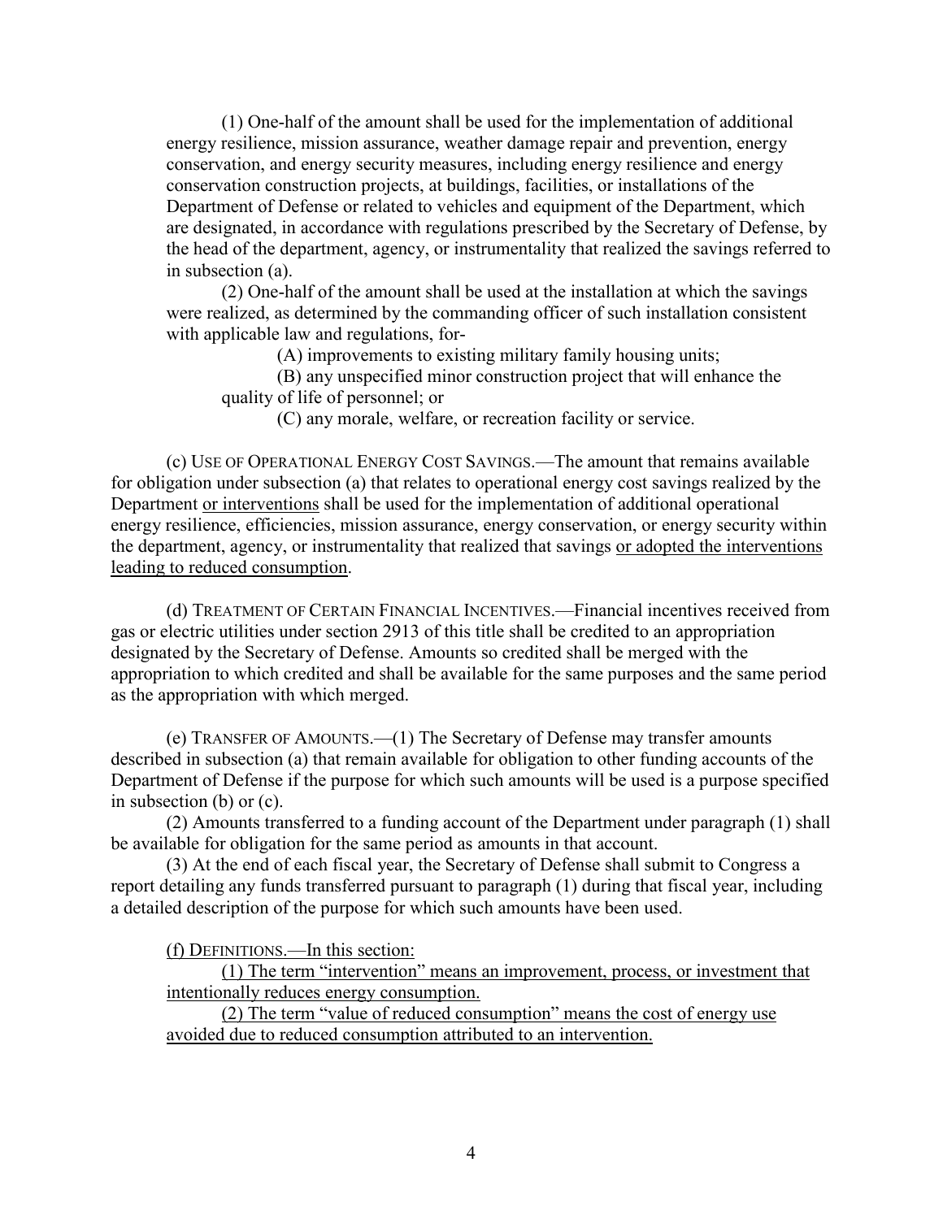(1) One-half of the amount shall be used for the implementation of additional energy resilience, mission assurance, weather damage repair and prevention, energy conservation, and energy security measures, including energy resilience and energy conservation construction projects, at buildings, facilities, or installations of the Department of Defense or related to vehicles and equipment of the Department, which are designated, in accordance with regulations prescribed by the Secretary of Defense, by the head of the department, agency, or instrumentality that realized the savings referred to in subsection (a).

(2) One-half of the amount shall be used at the installation at which the savings were realized, as determined by the commanding officer of such installation consistent with applicable law and regulations, for-

(A) improvements to existing military family housing units;

(B) any unspecified minor construction project that will enhance the quality of life of personnel; or

(C) any morale, welfare, or recreation facility or service.

(c) USE OF OPERATIONAL ENERGY COST SAVINGS.—The amount that remains available for obligation under subsection (a) that relates to operational energy cost savings realized by the Department <u>or interventions</u> shall be used for the implementation of additional operational energy resilience, efficiencies, mission assurance, energy conservation, or energy security within the department, agency, or instrumentality that realized that savings <u>or adopted the interventions leading to reduced consumption</u>.

(d) TREATMENT OF CERTAIN FINANCIAL INCENTIVES.—Financial incentives received from gas or electric utilities under section 2913 of this title shall be credited to an appropriation designated by the Secretary of Defense. Amounts so credited shall be merged with the appropriation to which credited and shall be available for the same purposes and the same period as the appropriation with which merged.

(e) TRANSFER OF AMOUNTS.—(1) The Secretary of Defense may transfer amounts described in subsection (a) that remain available for obligation to other funding accounts of the Department of Defense if the purpose for which such amounts will be used is a purpose specified in subsection (b) or (c).

(2) Amounts transferred to a funding account of the Department under paragraph (1) shall be available for obligation for the same period as amounts in that account.

(3) At the end of each fiscal year, the Secretary of Defense shall submit to Congress a report detailing any funds transferred pursuant to paragraph (1) during that fiscal year, including a detailed description of the purpose for which such amounts have been used.

<u>(f) DEFINITIONS.—In this section:</u>

<u>(1) The term "intervention" means an improvement, process, or investment that intentionally reduces energy consumption.</u>

<u>(2) The term "value of reduced consumption" means the cost of energy use avoided due to reduced consumption attributed to an intervention.</u>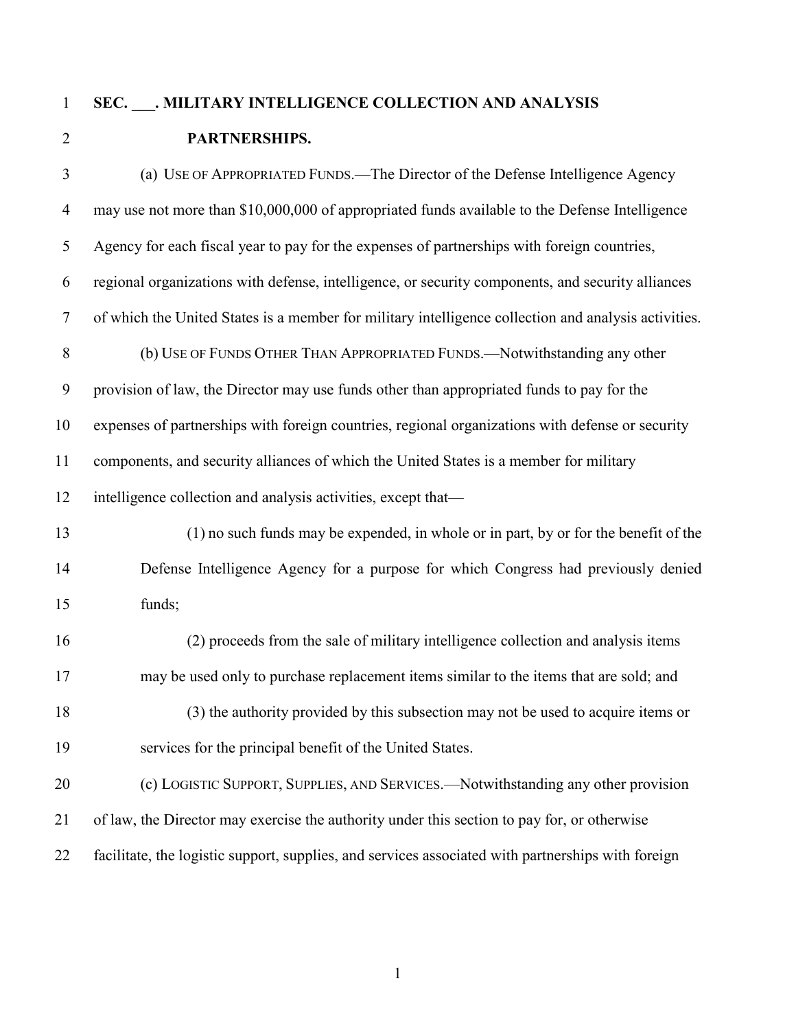**SEC. \_\_\_. MILITARY INTELLIGENCE COLLECTION AND ANALYSIS PARTNERSHIPS.**

(a) USE OF APPROPRIATED FUNDS.—The Director of the Defense Intelligence Agency may use not more than $10,000,000 of appropriated funds available to the Defense Intelligence Agency for each fiscal year to pay for the expenses of partnerships with foreign countries, regional organizations with defense, intelligence, or security components, and security alliances of which the United States is a member for military intelligence collection and analysis activities.

(b) USE OF FUNDS OTHER THAN APPROPRIATED FUNDS.—Notwithstanding any other provision of law, the Director may use funds other than appropriated funds to pay for the expenses of partnerships with foreign countries, regional organizations with defense or security components, and security alliances of which the United States is a member for military intelligence collection and analysis activities, except that—

(1) no such funds may be expended, in whole or in part, by or for the benefit of the Defense Intelligence Agency for a purpose for which Congress had previously denied funds;

(2) proceeds from the sale of military intelligence collection and analysis items may be used only to purchase replacement items similar to the items that are sold; and

(3) the authority provided by this subsection may not be used to acquire items or services for the principal benefit of the United States.

(c) LOGISTIC SUPPORT, SUPPLIES, AND SERVICES.—Notwithstanding any other provision of law, the Director may exercise the authority under this section to pay for, or otherwise facilitate, the logistic support, supplies, and services associated with partnerships with foreign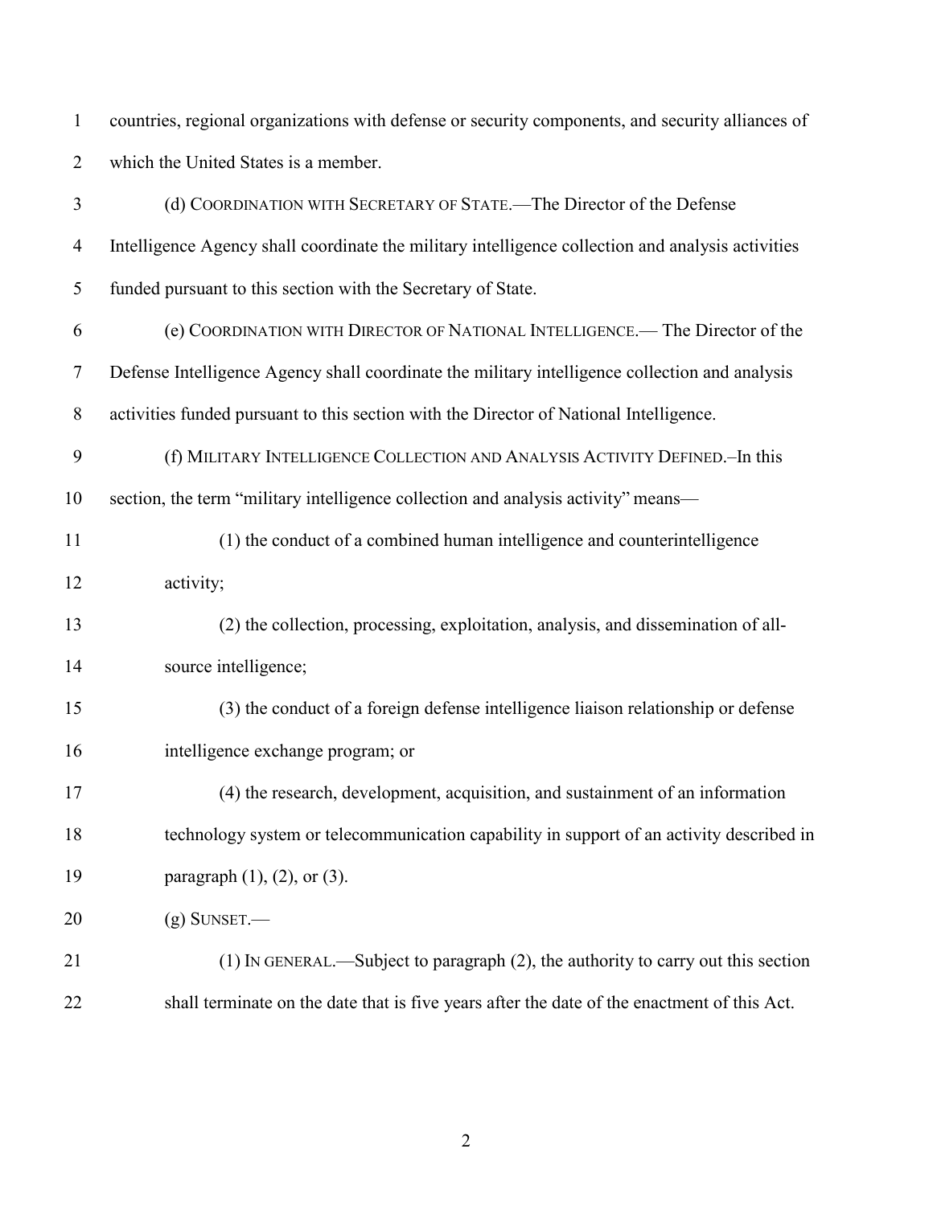countries, regional organizations with defense or security components, and security alliances of which the United States is a member.

(d) COORDINATION WITH SECRETARY OF STATE.—The Director of the Defense Intelligence Agency shall coordinate the military intelligence collection and analysis activities funded pursuant to this section with the Secretary of State.

(e) COORDINATION WITH DIRECTOR OF NATIONAL INTELLIGENCE.— The Director of the Defense Intelligence Agency shall coordinate the military intelligence collection and analysis activities funded pursuant to this section with the Director of National Intelligence.

(f) MILITARY INTELLIGENCE COLLECTION AND ANALYSIS ACTIVITY DEFINED.–In this section, the term "military intelligence collection and analysis activity" means—

(1) the conduct of a combined human intelligence and counterintelligence activity;

(2) the collection, processing, exploitation, analysis, and dissemination of all-source intelligence;

(3) the conduct of a foreign defense intelligence liaison relationship or defense intelligence exchange program; or

(4) the research, development, acquisition, and sustainment of an information technology system or telecommunication capability in support of an activity described in paragraph (1), (2), or (3).

(g) SUNSET.—

(1) IN GENERAL.—Subject to paragraph (2), the authority to carry out this section shall terminate on the date that is five years after the date of the enactment of this Act.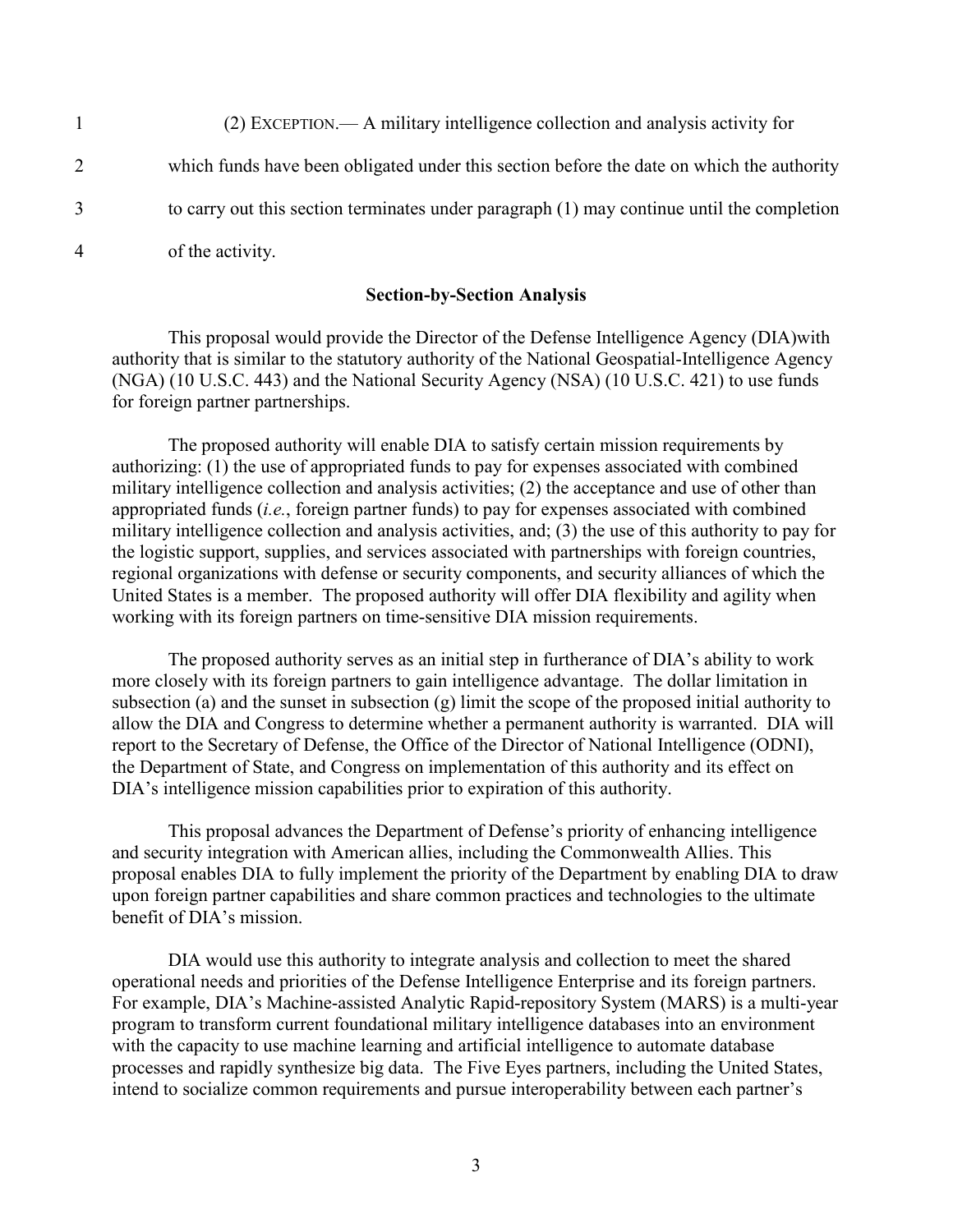(2) EXCEPTION.— A military intelligence collection and analysis activity for which funds have been obligated under this section before the date on which the authority to carry out this section terminates under paragraph (1) may continue until the completion of the activity.

**Section-by-Section Analysis**

This proposal would provide the Director of the Defense Intelligence Agency (DIA)with authority that is similar to the statutory authority of the National Geospatial-Intelligence Agency (NGA) (10 U.S.C. 443) and the National Security Agency (NSA) (10 U.S.C. 421) to use funds for foreign partner partnerships.

The proposed authority will enable DIA to satisfy certain mission requirements by authorizing: (1) the use of appropriated funds to pay for expenses associated with combined military intelligence collection and analysis activities; (2) the acceptance and use of other than appropriated funds (*i.e.*, foreign partner funds) to pay for expenses associated with combined military intelligence collection and analysis activities, and; (3) the use of this authority to pay for the logistic support, supplies, and services associated with partnerships with foreign countries, regional organizations with defense or security components, and security alliances of which the United States is a member. The proposed authority will offer DIA flexibility and agility when working with its foreign partners on time-sensitive DIA mission requirements.

The proposed authority serves as an initial step in furtherance of DIA's ability to work more closely with its foreign partners to gain intelligence advantage. The dollar limitation in subsection (a) and the sunset in subsection (g) limit the scope of the proposed initial authority to allow the DIA and Congress to determine whether a permanent authority is warranted. DIA will report to the Secretary of Defense, the Office of the Director of National Intelligence (ODNI), the Department of State, and Congress on implementation of this authority and its effect on DIA's intelligence mission capabilities prior to expiration of this authority.

This proposal advances the Department of Defense's priority of enhancing intelligence and security integration with American allies, including the Commonwealth Allies. This proposal enables DIA to fully implement the priority of the Department by enabling DIA to draw upon foreign partner capabilities and share common practices and technologies to the ultimate benefit of DIA's mission.

DIA would use this authority to integrate analysis and collection to meet the shared operational needs and priorities of the Defense Intelligence Enterprise and its foreign partners. For example, DIA's Machine-assisted Analytic Rapid-repository System (MARS) is a multi-year program to transform current foundational military intelligence databases into an environment with the capacity to use machine learning and artificial intelligence to automate database processes and rapidly synthesize big data. The Five Eyes partners, including the United States, intend to socialize common requirements and pursue interoperability between each partner's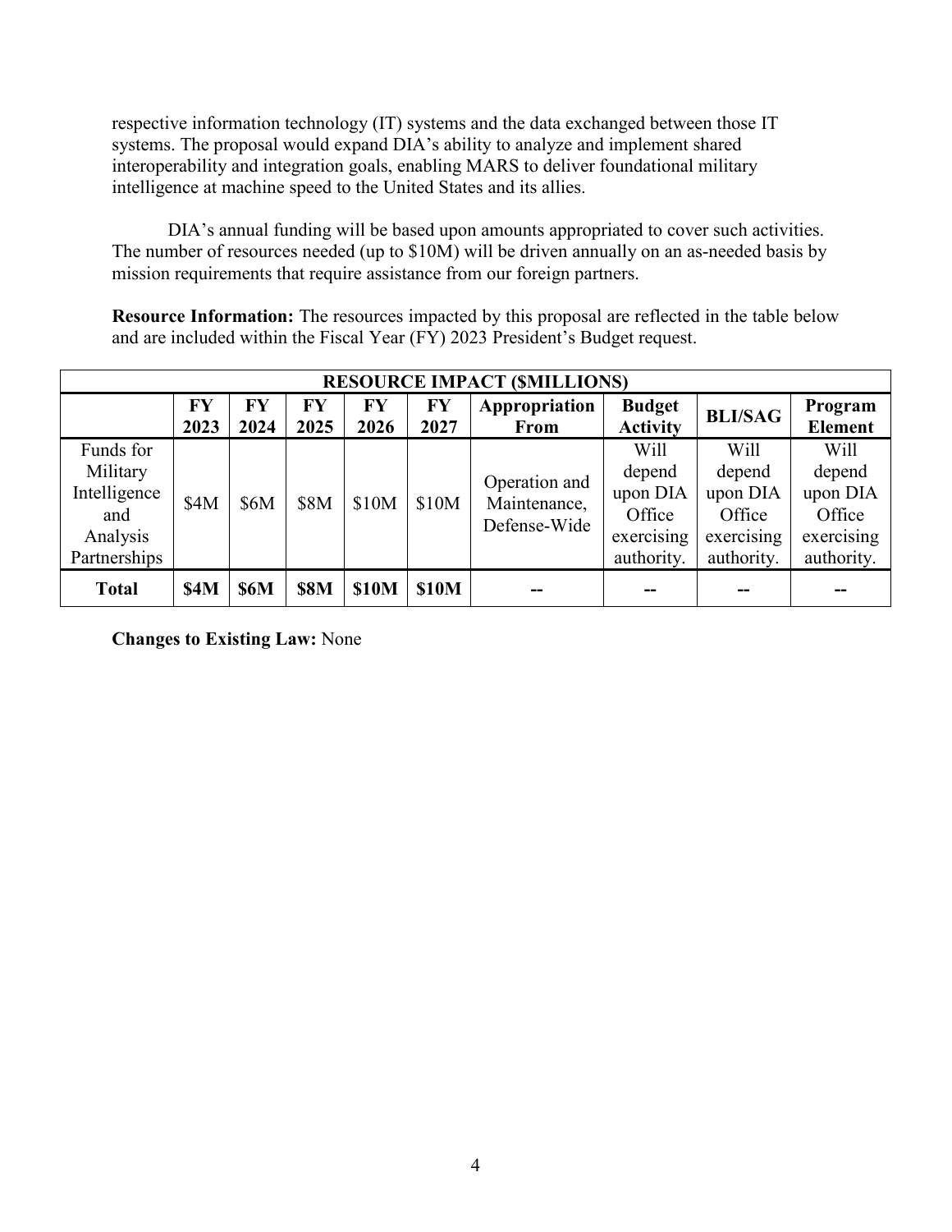respective information technology (IT) systems and the data exchanged between those IT systems. The proposal would expand DIA's ability to analyze and implement shared interoperability and integration goals, enabling MARS to deliver foundational military intelligence at machine speed to the United States and its allies.

DIA's annual funding will be based upon amounts appropriated to cover such activities. The number of resources needed (up to $10M) will be driven annually on an as-needed basis by mission requirements that require assistance from our foreign partners.

**Resource Information:** The resources impacted by this proposal are reflected in the table below and are included within the Fiscal Year (FY) 2023 President's Budget request.

| RESOURCE IMPACT ($MILLIONS) | | | | | | | | | |
|---|---|---|---|---|---|---|---|---|---|
| | **FY 2023** | **FY 2024** | **FY 2025** | **FY 2026** | **FY 2027** | **Appropriation From** | **Budget Activity** | **BLI/SAG** | **Program Element** |
| Funds for Military Intelligence and Analysis Partnerships | $4M | $6M | $8M | $10M | $10M | Operation and Maintenance, Defense-Wide | Will depend upon DIA Office exercising authority. | Will depend upon DIA Office exercising authority. | Will depend upon DIA Office exercising authority. |
| **Total** | **$4M** | **$6M** | **$8M** | **$10M** | **$10M** | **--** | **--** | **--** | **--** |

**Changes to Existing Law:** None